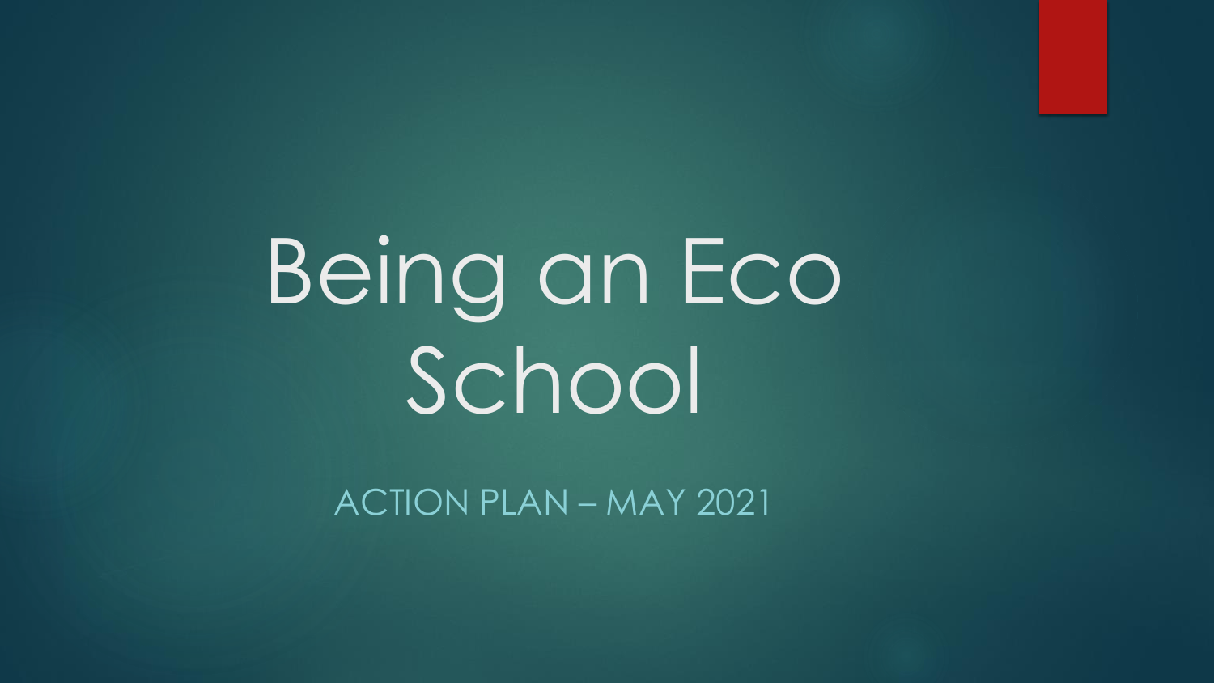# Being an Eco School

ACTION PLAN – MAY 2021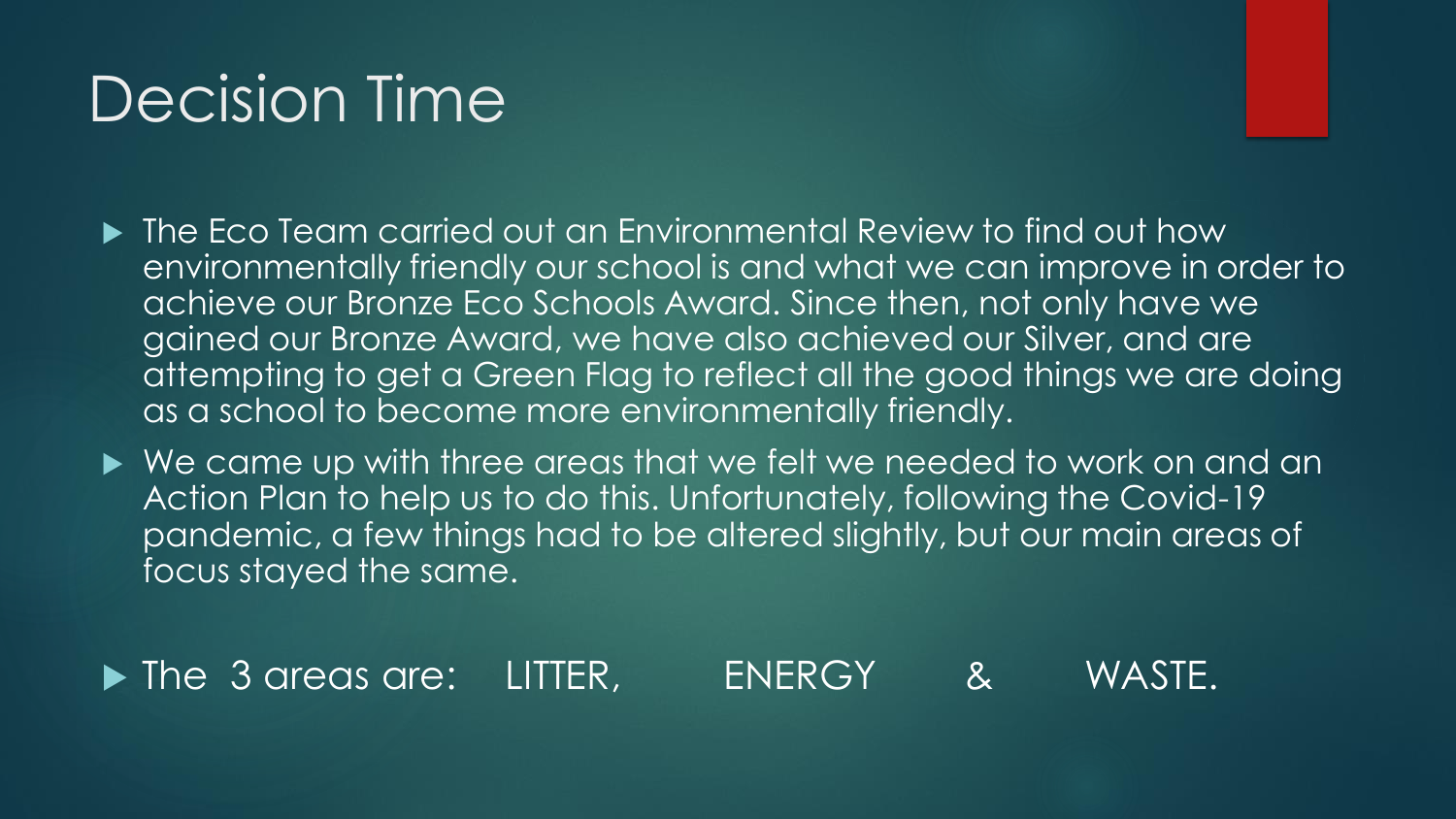# Decision Time

- The Eco Team carried out an Environmental Review to find out how environmentally friendly our school is and what we can improve in order to achieve our Bronze Eco Schools Award. Since then, not only have we gained our Bronze Award, we have also achieved our Silver, and are attempting to get a Green Flag to reflect all the good things we are doing as a school to become more environmentally friendly.
- We came up with three areas that we felt we needed to work on and an Action Plan to help us to do this. Unfortunately, following the Covid-19 pandemic, a few things had to be altered slightly, but our main areas of focus stayed the same.
- The 3 areas are: LITTER, ENERGY & WASTE.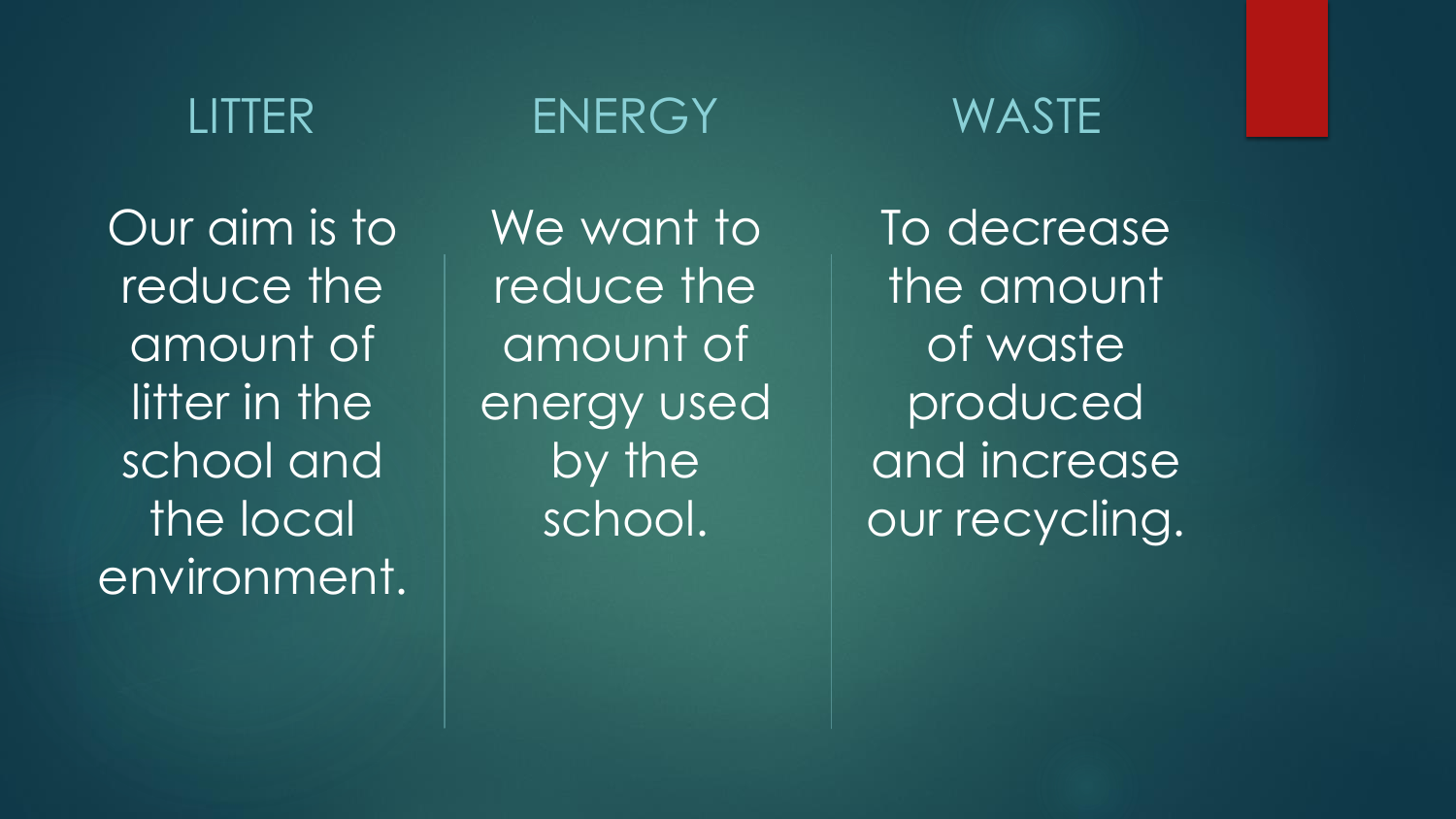## LITTER

Our aim is to reduce the amount of litter in the school and the local environment.

## ENERGY

We want to reduce the amount of energy used by the school.

## WASTE

To decrease the amount of waste produced and increase our recycling.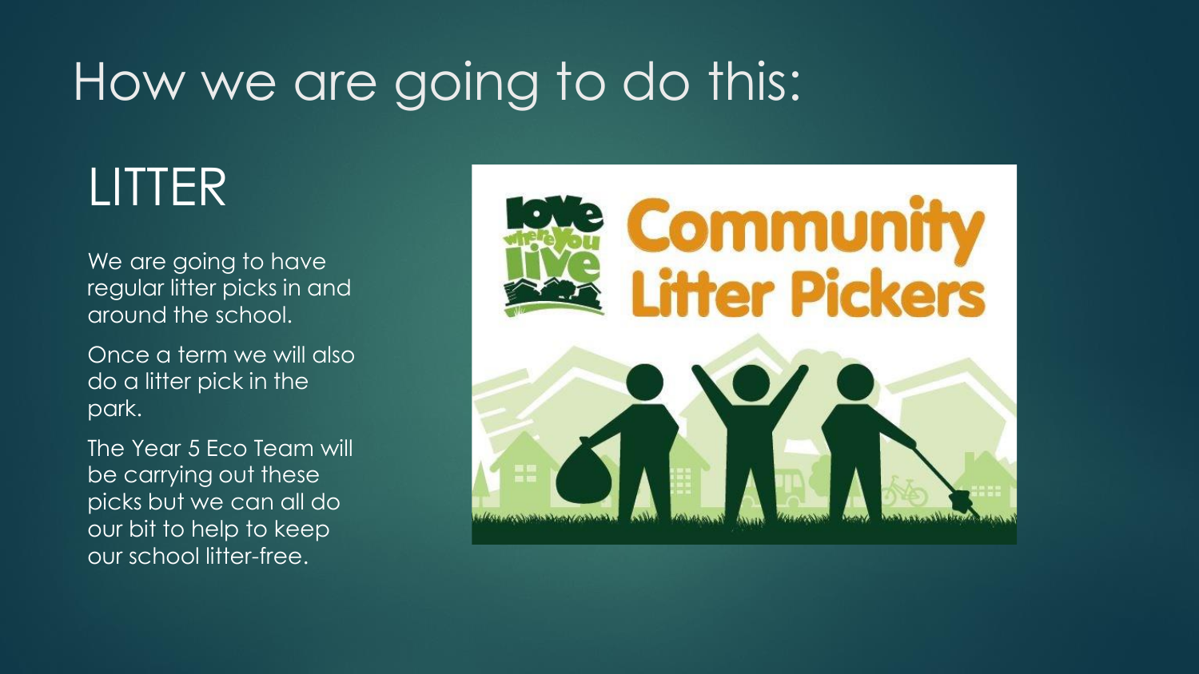# How we are going to do this:

## LITTER

We are going to have regular litter picks in and around the school.

Once a term we will also do a litter pick in the park.

The Year 5 Eco Team will be carrying out these picks but we can all do our bit to help to keep our school litter-free.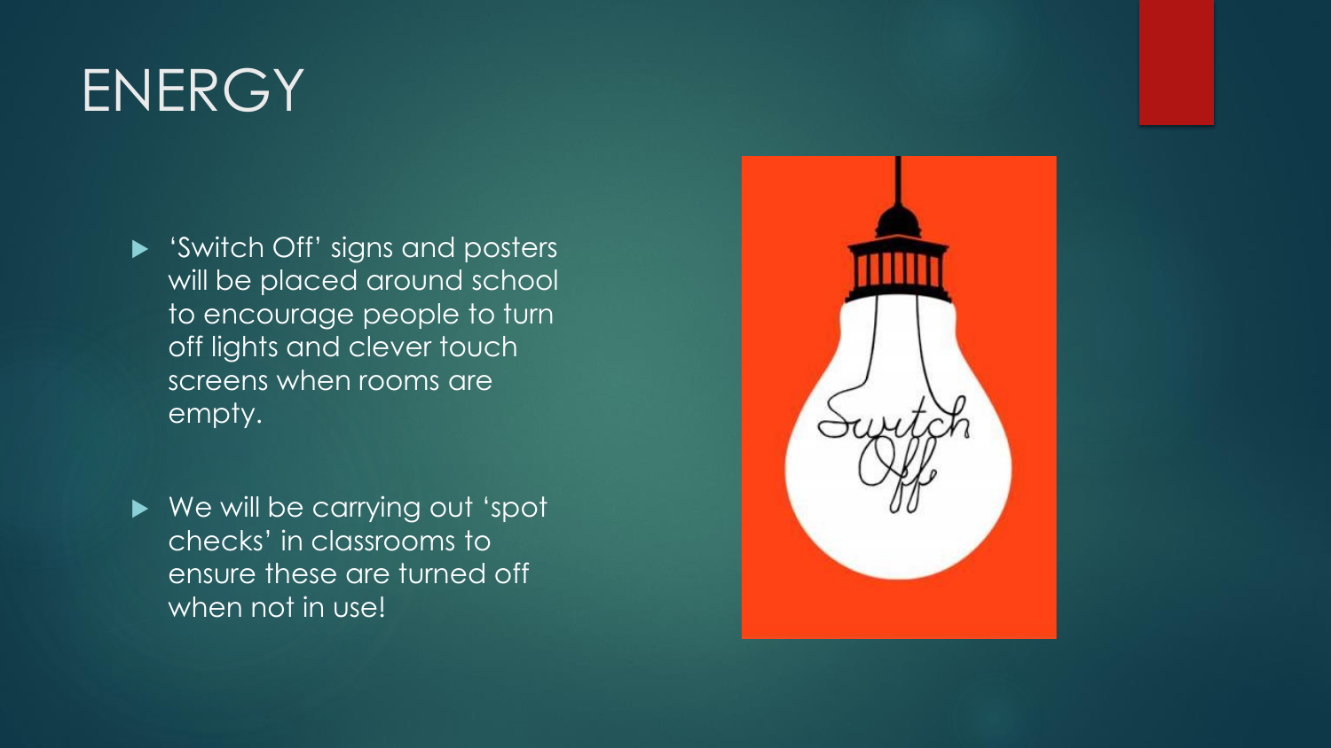# ENERGY

- 'Switch Off' signs and posters will be placed around school to encourage people to turn off lights and clever touch screens when rooms are empty.

- We will be carrying out 'spot checks' in classrooms to ensure these are turned off when not in use!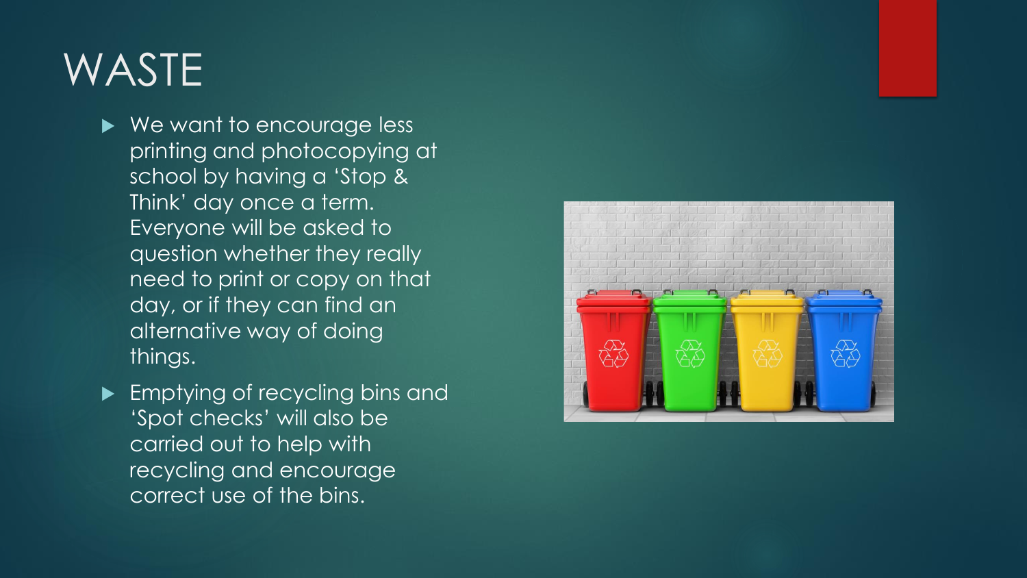# WASTE

- We want to encourage less printing and photocopying at school by having a 'Stop & Think' day once a term. Everyone will be asked to question whether they really need to print or copy on that day, or if they can find an alternative way of doing things.
- Emptying of recycling bins and 'Spot checks' will also be carried out to help with recycling and encourage correct use of the bins.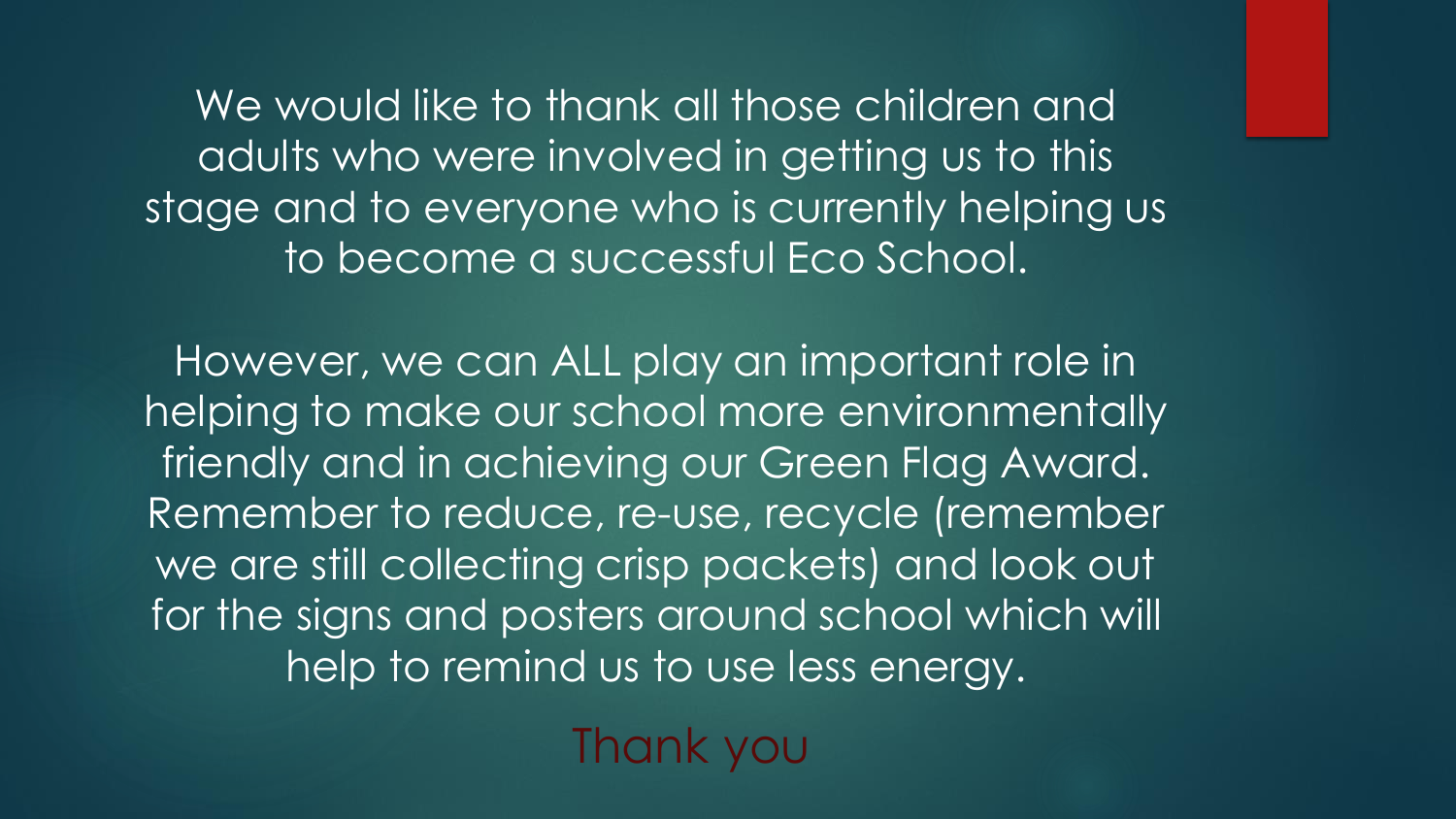We would like to thank all those children and adults who were involved in getting us to this stage and to everyone who is currently helping us to become a successful Eco School.

However, we can ALL play an important role in helping to make our school more environmentally friendly and in achieving our Green Flag Award. Remember to reduce, re-use, recycle (remember we are still collecting crisp packets) and look out for the signs and posters around school which will help to remind us to use less energy.

Thank you